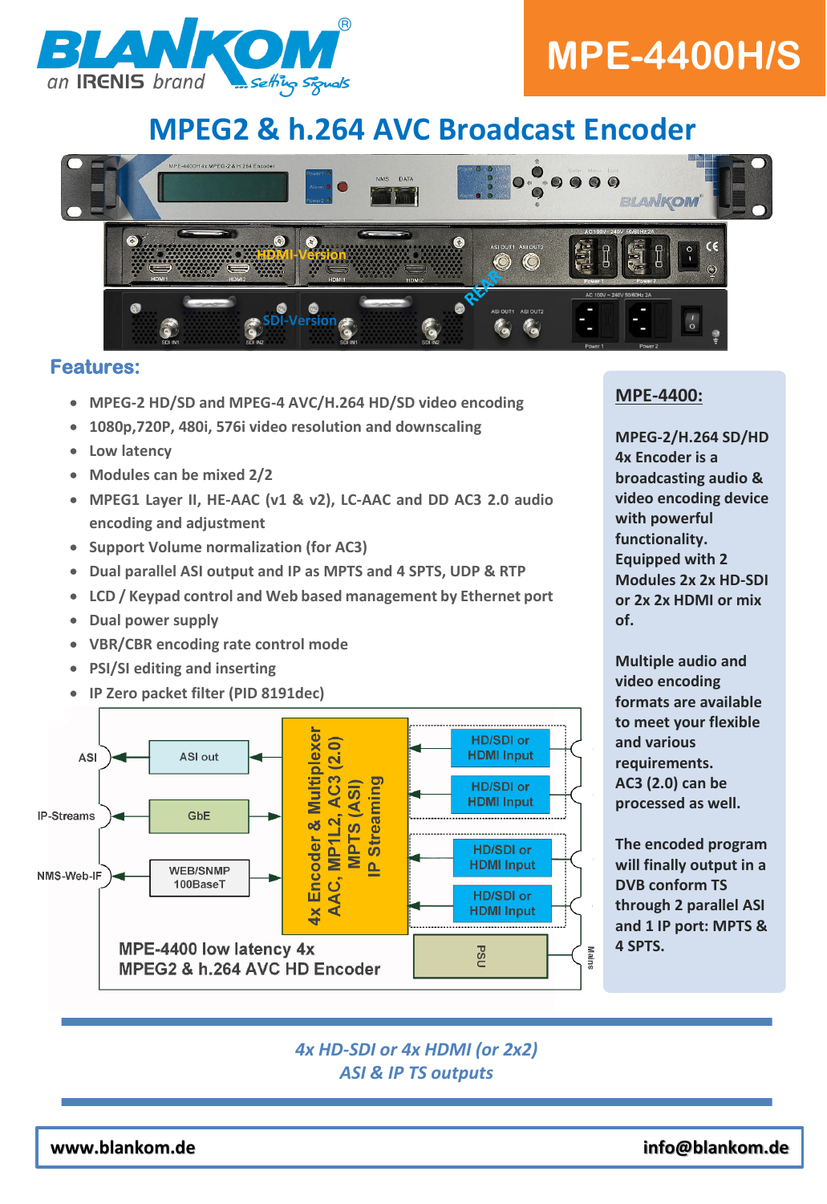BLANKOM an IRENIS brand

# MPE-4400H/S

## MPEG2 & h.264 AVC Broadcast Encoder

### Features:

- MPEG-2 HD/SD and MPEG-4 AVC/H.264 HD/SD video encoding
- 1080p,720P, 480i, 576i video resolution and downscaling
- Low latency
- Modules can be mixed 2/2
- MPEG1 Layer II, HE-AAC (v1 & v2), LC-AAC and DD AC3 2.0 audio encoding and adjustment
- Support Volume normalization (for AC3)
- Dual parallel ASI output and IP as MPTS and 4 SPTS, UDP & RTP
- LCD / Keypad control and Web based management by Ethernet port
- Dual power supply
- VBR/CBR encoding rate control mode
- PSI/SI editing and inserting
- IP Zero packet filter (PID 8191dec)

**MPE-4400:**

**MPEG-2/H.264 SD/HD 4x Encoder is a broadcasting audio & video encoding device with powerful functionality. Equipped with 2 Modules 2x 2x HD-SDI or 2x 2x HDMI or mix of.**

**Multiple audio and video encoding formats are available to meet your flexible and various requirements. AC3 (2.0) can be processed as well.**

**The encoded program will finally output in a DVB conform TS through 2 parallel ASI and 1 IP port: MPTS & 4 SPTS.**

*4x HD-SDI or 4x HDMI (or 2x2)*
*ASI & IP TS outputs*

**www.blankom.de** **info@blankom.de**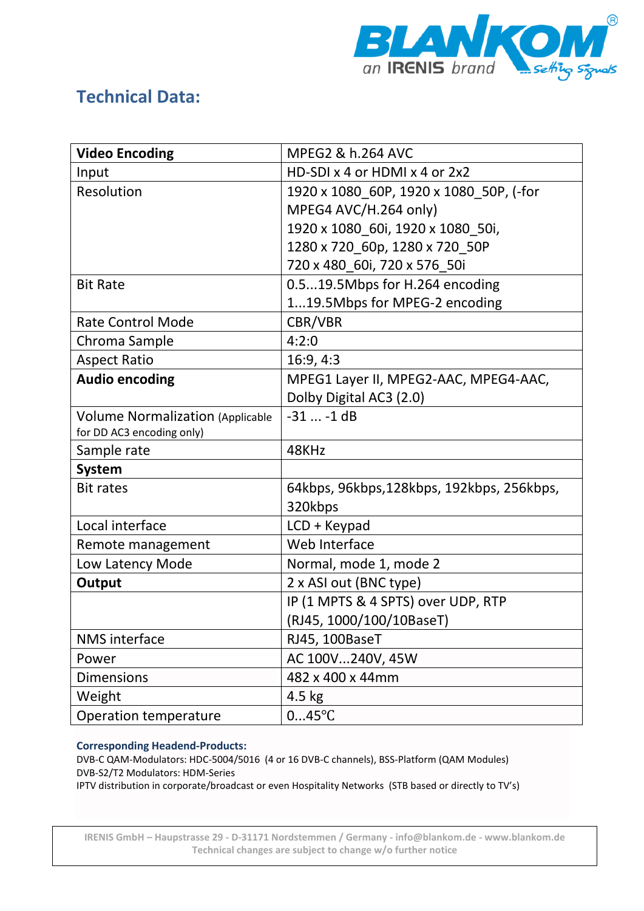## Technical Data:

| | |
|---|---|
| **Video Encoding** | MPEG2 & h.264 AVC |
| Input | HD-SDI x 4 or HDMI x 4 or 2x2 |
| Resolution | 1920 x 1080_60P, 1920 x 1080_50P, (-for MPEG4 AVC/H.264 only)<br>1920 x 1080_60i, 1920 x 1080_50i,<br>1280 x 720_60p, 1280 x 720_50P<br>720 x 480_60i, 720 x 576_50i |
| Bit Rate | 0.5...19.5Mbps for H.264 encoding<br>1...19.5Mbps for MPEG-2 encoding |
| Rate Control Mode | CBR/VBR |
| Chroma Sample | 4:2:0 |
| Aspect Ratio | 16:9, 4:3 |
| **Audio encoding** | MPEG1 Layer II, MPEG2-AAC, MPEG4-AAC, Dolby Digital AC3 (2.0) |
| Volume Normalization (Applicable for DD AC3 encoding only) | -31 ... -1 dB |
| Sample rate | 48KHz |
| **System** | |
| Bit rates | 64kbps, 96kbps,128kbps, 192kbps, 256kbps, 320kbps |
| Local interface | LCD + Keypad |
| Remote management | Web Interface |
| Low Latency Mode | Normal, mode 1, mode 2 |
| **Output** | 2 x ASI out (BNC type) |
| | IP (1 MPTS & 4 SPTS) over UDP, RTP (RJ45, 1000/100/10BaseT) |
| NMS interface | RJ45, 100BaseT |
| Power | AC 100V...240V, 45W |
| Dimensions | 482 x 400 x 44mm |
| Weight | 4.5 kg |
| Operation temperature | 0...45°C |

**Corresponding Headend-Products:**

DVB-C QAM-Modulators: HDC-5004/5016 (4 or 16 DVB-C channels), BSS-Platform (QAM Modules)
DVB-S2/T2 Modulators: HDM-Series
IPTV distribution in corporate/broadcast or even Hospitality Networks (STB based or directly to TV's)

IRENIS GmbH – Haupstrasse 29 - D-31171 Nordstemmen / Germany - info@blankom.de - www.blankom.de
Technical changes are subject to change w/o further notice